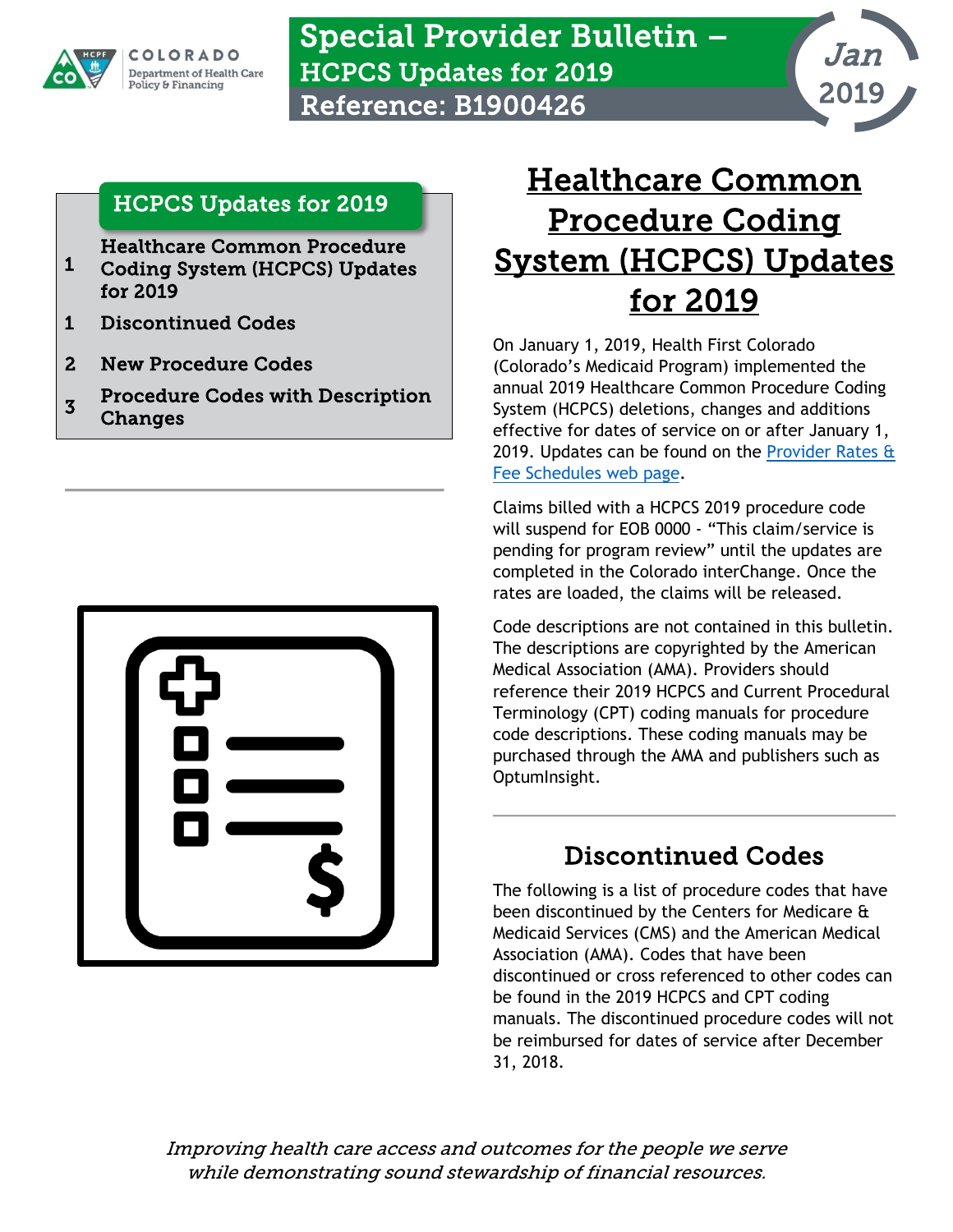# Special Provider Bulletin – HCPCS Updates for 2019

**Reference: B1900426**

**Jan 2019**

Colorado Department of Health Care Policy & Financing

## HCPCS Updates for 2019

| Page | Section |
| --- | --- |
| 1 | Healthcare Common Procedure Coding System (HCPCS) Updates for 2019 |
| 1 | Discontinued Codes |
| 2 | New Procedure Codes |
| 3 | Procedure Codes with Description Changes |

## Healthcare Common Procedure Coding System (HCPCS) Updates for 2019

On January 1, 2019, Health First Colorado (Colorado's Medicaid Program) implemented the annual 2019 Healthcare Common Procedure Coding System (HCPCS) deletions, changes and additions effective for dates of service on or after January 1, 2019. Updates can be found on the Provider Rates & Fee Schedules web page.

Claims billed with a HCPCS 2019 procedure code will suspend for EOB 0000 - "This claim/service is pending for program review" until the updates are completed in the Colorado interChange. Once the rates are loaded, the claims will be released.

Code descriptions are not contained in this bulletin. The descriptions are copyrighted by the American Medical Association (AMA). Providers should reference their 2019 HCPCS and Current Procedural Terminology (CPT) coding manuals for procedure code descriptions. These coding manuals may be purchased through the AMA and publishers such as OptumInsight.

## Discontinued Codes

The following is a list of procedure codes that have been discontinued by the Centers for Medicare & Medicaid Services (CMS) and the American Medical Association (AMA). Codes that have been discontinued or cross referenced to other codes can be found in the 2019 HCPCS and CPT coding manuals. The discontinued procedure codes will not be reimbursed for dates of service after December 31, 2018.

*Improving health care access and outcomes for the people we serve while demonstrating sound stewardship of financial resources.*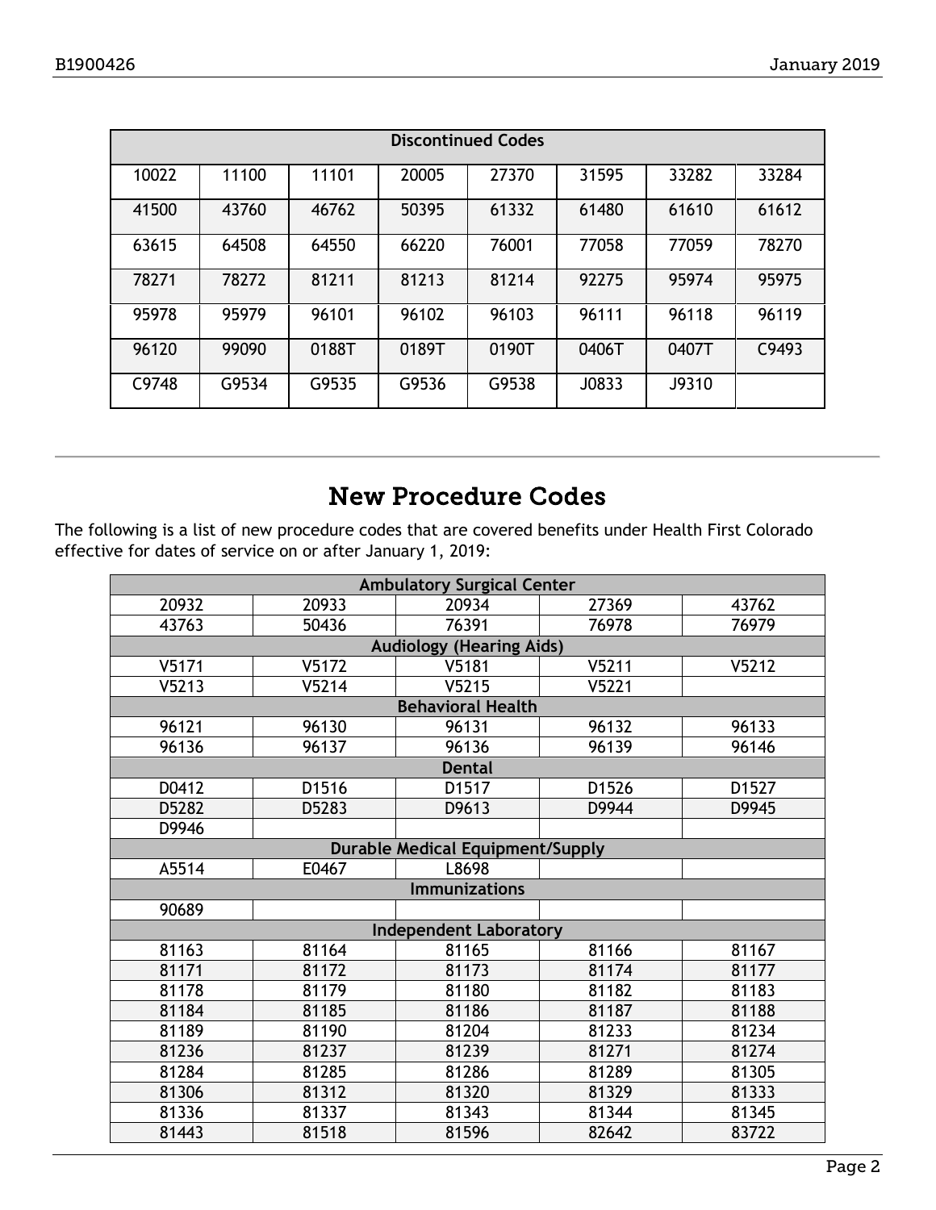| Discontinued Codes | | | | | | | |
|---|---|---|---|---|---|---|---|
| 10022 | 11100 | 11101 | 20005 | 27370 | 31595 | 33282 | 33284 |
| 41500 | 43760 | 46762 | 50395 | 61332 | 61480 | 61610 | 61612 |
| 63615 | 64508 | 64550 | 66220 | 76001 | 77058 | 77059 | 78270 |
| 78271 | 78272 | 81211 | 81213 | 81214 | 92275 | 95974 | 95975 |
| 95978 | 95979 | 96101 | 96102 | 96103 | 96111 | 96118 | 96119 |
| 96120 | 99090 | 0188T | 0189T | 0190T | 0406T | 0407T | C9493 |
| C9748 | G9534 | G9535 | G9536 | G9538 | J0833 | J9310 | |

## New Procedure Codes

The following is a list of new procedure codes that are covered benefits under Health First Colorado effective for dates of service on or after January 1, 2019:

| Ambulatory Surgical Center | | | | |
|---|---|---|---|---|
| 20932 | 20933 | 20934 | 27369 | 43762 |
| 43763 | 50436 | 76391 | 76978 | 76979 |
| **Audiology (Hearing Aids)** | | | | |
| V5171 | V5172 | V5181 | V5211 | V5212 |
| V5213 | V5214 | V5215 | V5221 | |
| **Behavioral Health** | | | | |
| 96121 | 96130 | 96131 | 96132 | 96133 |
| 96136 | 96137 | 96136 | 96139 | 96146 |
| **Dental** | | | | |
| D0412 | D1516 | D1517 | D1526 | D1527 |
| D5282 | D5283 | D9613 | D9944 | D9945 |
| D9946 | | | | |
| **Durable Medical Equipment/Supply** | | | | |
| A5514 | E0467 | L8698 | | |
| **Immunizations** | | | | |
| 90689 | | | | |
| **Independent Laboratory** | | | | |
| 81163 | 81164 | 81165 | 81166 | 81167 |
| 81171 | 81172 | 81173 | 81174 | 81177 |
| 81178 | 81179 | 81180 | 81182 | 81183 |
| 81184 | 81185 | 81186 | 81187 | 81188 |
| 81189 | 81190 | 81204 | 81233 | 81234 |
| 81236 | 81237 | 81239 | 81271 | 81274 |
| 81284 | 81285 | 81286 | 81289 | 81305 |
| 81306 | 81312 | 81320 | 81329 | 81333 |
| 81336 | 81337 | 81343 | 81344 | 81345 |
| 81443 | 81518 | 81596 | 82642 | 83722 |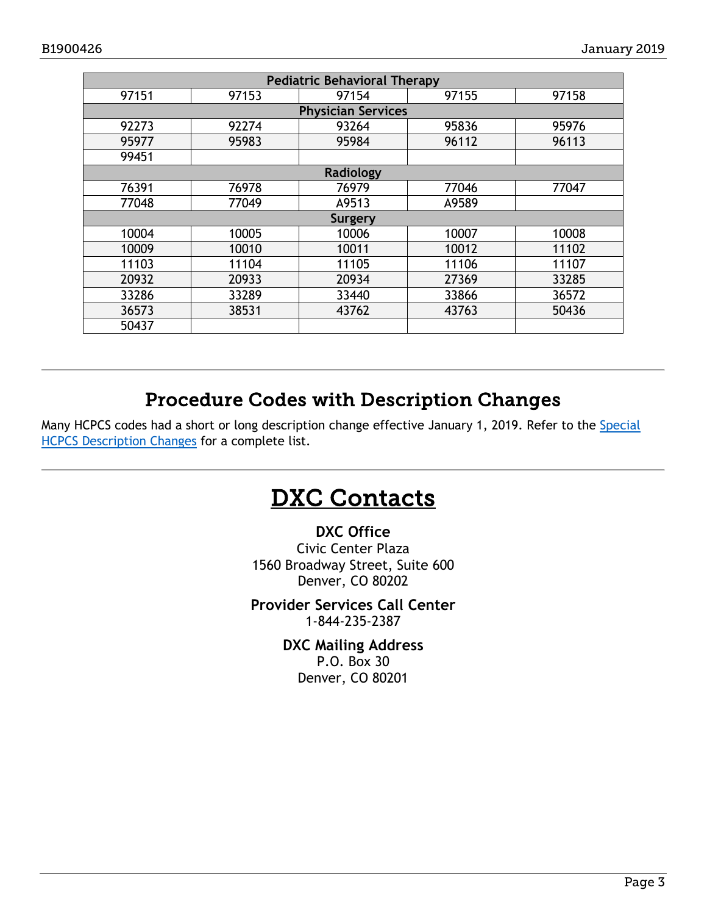| | | | | |
|---|---|---|---|---|
| **Pediatric Behavioral Therapy** | | | | |
| 97151 | 97153 | 97154 | 97155 | 97158 |
| **Physician Services** | | | | |
| 92273 | 92274 | 93264 | 95836 | 95976 |
| 95977 | 95983 | 95984 | 96112 | 96113 |
| 99451 | | | | |
| **Radiology** | | | | |
| 76391 | 76978 | 76979 | 77046 | 77047 |
| 77048 | 77049 | A9513 | A9589 | |
| **Surgery** | | | | |
| 10004 | 10005 | 10006 | 10007 | 10008 |
| 10009 | 10010 | 10011 | 10012 | 11102 |
| 11103 | 11104 | 11105 | 11106 | 11107 |
| 20932 | 20933 | 20934 | 27369 | 33285 |
| 33286 | 33289 | 33440 | 33866 | 36572 |
| 36573 | 38531 | 43762 | 43763 | 50436 |
| 50437 | | | | |

## Procedure Codes with Description Changes

Many HCPCS codes had a short or long description change effective January 1, 2019. Refer to the Special HCPCS Description Changes for a complete list.

# DXC Contacts

**DXC Office**
Civic Center Plaza
1560 Broadway Street, Suite 600
Denver, CO 80202

**Provider Services Call Center**
1-844-235-2387

**DXC Mailing Address**
P.O. Box 30
Denver, CO 80201